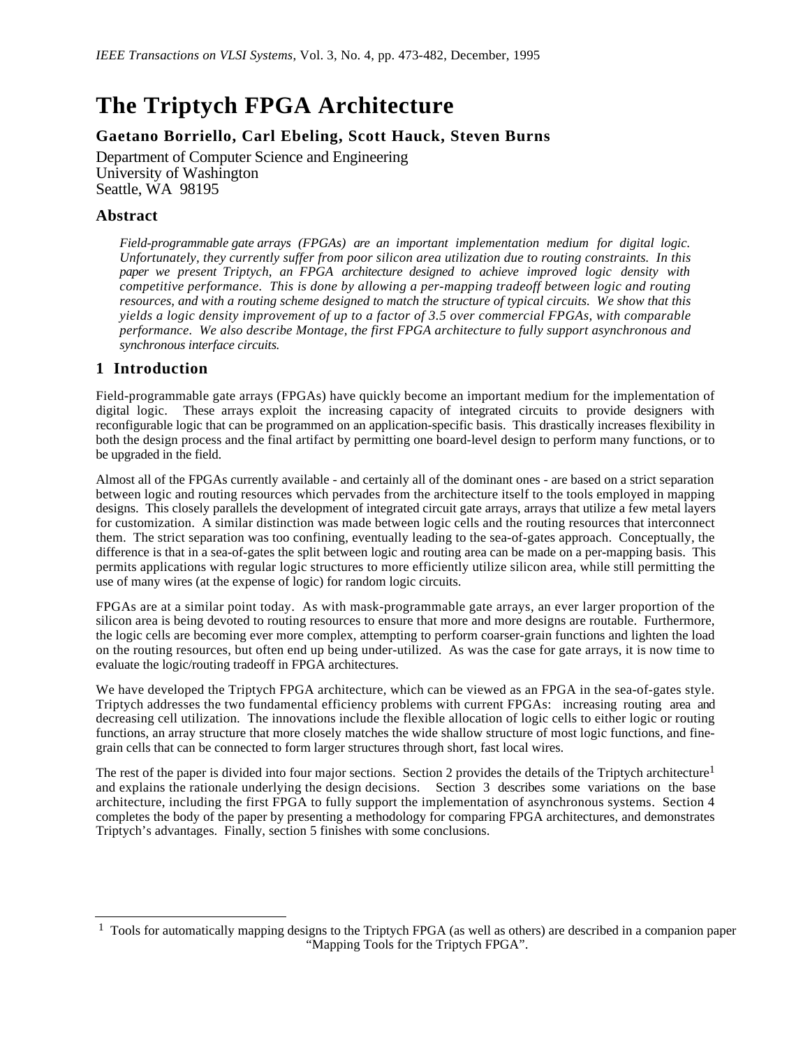*IEEE Transactions on VLSI Systems*, Vol. 3, No. 4, pp. 473-482, December, 1995

# The Triptych FPGA Architecture

**Gaetano Borriello, Carl Ebeling, Scott Hauck, Steven Burns**

Department of Computer Science and Engineering
University of Washington
Seattle, WA 98195

## Abstract

*Field-programmable gate arrays (FPGAs) are an important implementation medium for digital logic. Unfortunately, they currently suffer from poor silicon area utilization due to routing constraints. In this paper we present Triptych, an FPGA architecture designed to achieve improved logic density with competitive performance. This is done by allowing a per-mapping tradeoff between logic and routing resources, and with a routing scheme designed to match the structure of typical circuits. We show that this yields a logic density improvement of up to a factor of 3.5 over commercial FPGAs, with comparable performance. We also describe Montage, the first FPGA architecture to fully support asynchronous and synchronous interface circuits.*

## 1 Introduction

Field-programmable gate arrays (FPGAs) have quickly become an important medium for the implementation of digital logic. These arrays exploit the increasing capacity of integrated circuits to provide designers with reconfigurable logic that can be programmed on an application-specific basis. This drastically increases flexibility in both the design process and the final artifact by permitting one board-level design to perform many functions, or to be upgraded in the field.

Almost all of the FPGAs currently available - and certainly all of the dominant ones - are based on a strict separation between logic and routing resources which pervades from the architecture itself to the tools employed in mapping designs. This closely parallels the development of integrated circuit gate arrays, arrays that utilize a few metal layers for customization. A similar distinction was made between logic cells and the routing resources that interconnect them. The strict separation was too confining, eventually leading to the sea-of-gates approach. Conceptually, the difference is that in a sea-of-gates the split between logic and routing area can be made on a per-mapping basis. This permits applications with regular logic structures to more efficiently utilize silicon area, while still permitting the use of many wires (at the expense of logic) for random logic circuits.

FPGAs are at a similar point today. As with mask-programmable gate arrays, an ever larger proportion of the silicon area is being devoted to routing resources to ensure that more and more designs are routable. Furthermore, the logic cells are becoming ever more complex, attempting to perform coarser-grain functions and lighten the load on the routing resources, but often end up being under-utilized. As was the case for gate arrays, it is now time to evaluate the logic/routing tradeoff in FPGA architectures.

We have developed the Triptych FPGA architecture, which can be viewed as an FPGA in the sea-of-gates style. Triptych addresses the two fundamental efficiency problems with current FPGAs: increasing routing area and decreasing cell utilization. The innovations include the flexible allocation of logic cells to either logic or routing functions, an array structure that more closely matches the wide shallow structure of most logic functions, and fine-grain cells that can be connected to form larger structures through short, fast local wires.

The rest of the paper is divided into four major sections. Section 2 provides the details of the Triptych architecture[1] and explains the rationale underlying the design decisions. Section 3 describes some variations on the base architecture, including the first FPGA to fully support the implementation of asynchronous systems. Section 4 completes the body of the paper by presenting a methodology for comparing FPGA architectures, and demonstrates Triptych's advantages. Finally, section 5 finishes with some conclusions.

---

[1] Tools for automatically mapping designs to the Triptych FPGA (as well as others) are described in a companion paper "Mapping Tools for the Triptych FPGA".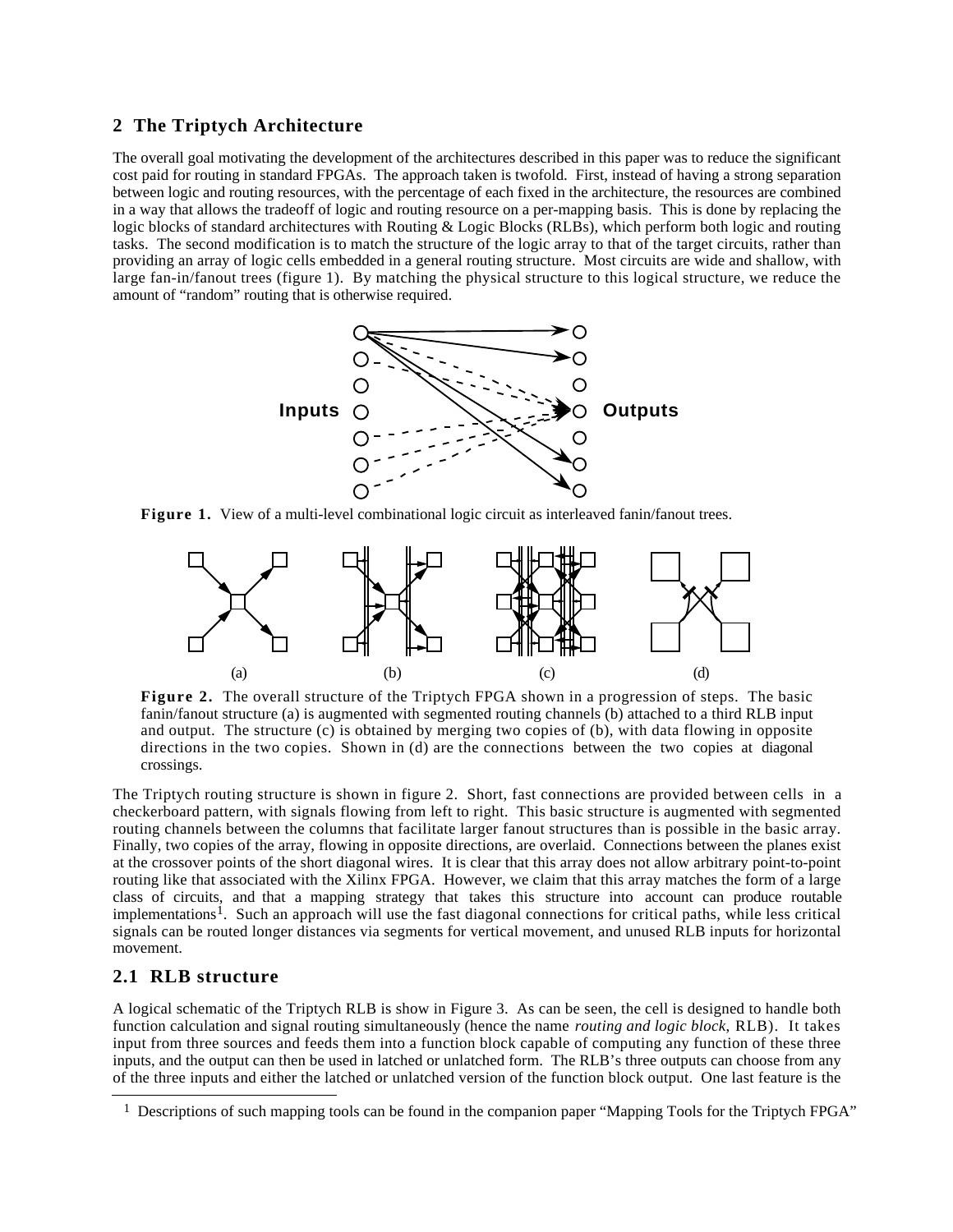## 2 The Triptych Architecture

The overall goal motivating the development of the architectures described in this paper was to reduce the significant cost paid for routing in standard FPGAs. The approach taken is twofold. First, instead of having a strong separation between logic and routing resources, with the percentage of each fixed in the architecture, the resources are combined in a way that allows the tradeoff of logic and routing resource on a per-mapping basis. This is done by replacing the logic blocks of standard architectures with Routing & Logic Blocks (RLBs), which perform both logic and routing tasks. The second modification is to match the structure of the logic array to that of the target circuits, rather than providing an array of logic cells embedded in a general routing structure. Most circuits are wide and shallow, with large fan-in/fanout trees (figure 1). By matching the physical structure to this logical structure, we reduce the amount of "random" routing that is otherwise required.

**Figure 1.** View of a multi-level combinational logic circuit as interleaved fanin/fanout trees.

**Figure 2.** The overall structure of the Triptych FPGA shown in a progression of steps. The basic fanin/fanout structure (a) is augmented with segmented routing channels (b) attached to a third RLB input and output. The structure (c) is obtained by merging two copies of (b), with data flowing in opposite directions in the two copies. Shown in (d) are the connections between the two copies at diagonal crossings.

The Triptych routing structure is shown in figure 2. Short, fast connections are provided between cells in a checkerboard pattern, with signals flowing from left to right. This basic structure is augmented with segmented routing channels between the columns that facilitate larger fanout structures than is possible in the basic array. Finally, two copies of the array, flowing in opposite directions, are overlaid. Connections between the planes exist at the crossover points of the short diagonal wires. It is clear that this array does not allow arbitrary point-to-point routing like that associated with the Xilinx FPGA. However, we claim that this array matches the form of a large class of circuits, and that a mapping strategy that takes this structure into account can produce routable implementations[1]. Such an approach will use the fast diagonal connections for critical paths, while less critical signals can be routed longer distances via segments for vertical movement, and unused RLB inputs for horizontal movement.

### 2.1 RLB structure

A logical schematic of the Triptych RLB is show in Figure 3. As can be seen, the cell is designed to handle both function calculation and signal routing simultaneously (hence the name *routing and logic block*, RLB). It takes input from three sources and feeds them into a function block capable of computing any function of these three inputs, and the output can then be used in latched or unlatched form. The RLB's three outputs can choose from any of the three inputs and either the latched or unlatched version of the function block output. One last feature is the

[1] Descriptions of such mapping tools can be found in the companion paper "Mapping Tools for the Triptych FPGA"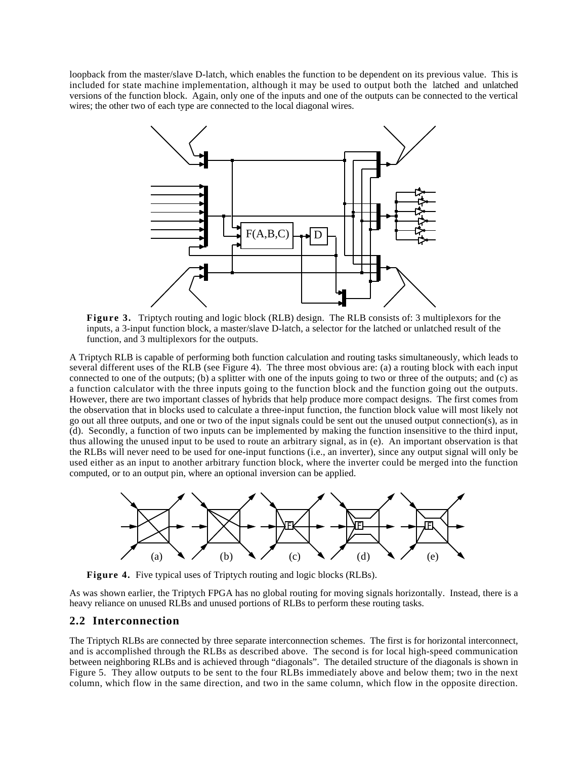loopback from the master/slave D-latch, which enables the function to be dependent on its previous value. This is included for state machine implementation, although it may be used to output both the latched and unlatched versions of the function block. Again, only one of the inputs and one of the outputs can be connected to the vertical wires; the other two of each type are connected to the local diagonal wires.

**Figure 3.** Triptych routing and logic block (RLB) design. The RLB consists of: 3 multiplexors for the inputs, a 3-input function block, a master/slave D-latch, a selector for the latched or unlatched result of the function, and 3 multiplexors for the outputs.

A Triptych RLB is capable of performing both function calculation and routing tasks simultaneously, which leads to several different uses of the RLB (see Figure 4). The three most obvious are: (a) a routing block with each input connected to one of the outputs; (b) a splitter with one of the inputs going to two or three of the outputs; and (c) as a function calculator with the three inputs going to the function block and the function going out the outputs. However, there are two important classes of hybrids that help produce more compact designs. The first comes from the observation that in blocks used to calculate a three-input function, the function block value will most likely not go out all three outputs, and one or two of the input signals could be sent out the unused output connection(s), as in (d). Secondly, a function of two inputs can be implemented by making the function insensitive to the third input, thus allowing the unused input to be used to route an arbitrary signal, as in (e). An important observation is that the RLBs will never need to be used for one-input functions (i.e., an inverter), since any output signal will only be used either as an input to another arbitrary function block, where the inverter could be merged into the function computed, or to an output pin, where an optional inversion can be applied.

**Figure 4.** Five typical uses of Triptych routing and logic blocks (RLBs).

As was shown earlier, the Triptych FPGA has no global routing for moving signals horizontally. Instead, there is a heavy reliance on unused RLBs and unused portions of RLBs to perform these routing tasks.

## 2.2 Interconnection

The Triptych RLBs are connected by three separate interconnection schemes. The first is for horizontal interconnect, and is accomplished through the RLBs as described above. The second is for local high-speed communication between neighboring RLBs and is achieved through "diagonals". The detailed structure of the diagonals is shown in Figure 5. They allow outputs to be sent to the four RLBs immediately above and below them; two in the next column, which flow in the same direction, and two in the same column, which flow in the opposite direction.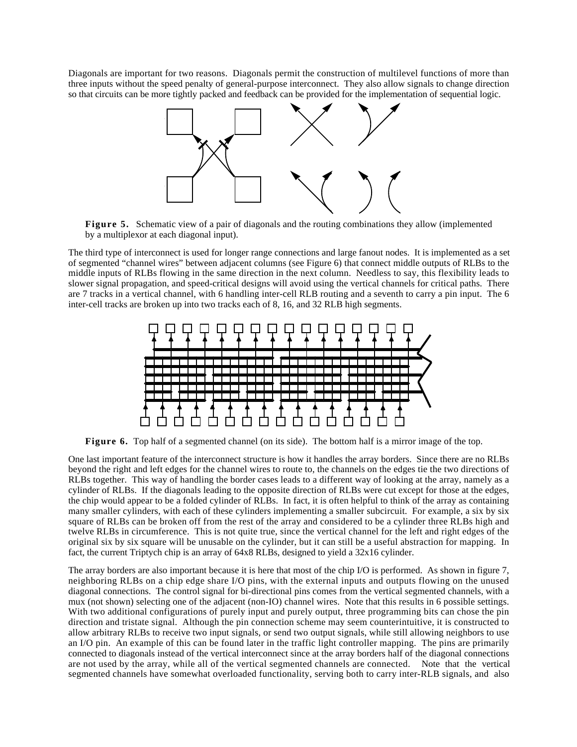Diagonals are important for two reasons. Diagonals permit the construction of multilevel functions of more than three inputs without the speed penalty of general-purpose interconnect. They also allow signals to change direction so that circuits can be more tightly packed and feedback can be provided for the implementation of sequential logic.

**Figure 5.** Schematic view of a pair of diagonals and the routing combinations they allow (implemented by a multiplexor at each diagonal input).

The third type of interconnect is used for longer range connections and large fanout nodes. It is implemented as a set of segmented "channel wires" between adjacent columns (see Figure 6) that connect middle outputs of RLBs to the middle inputs of RLBs flowing in the same direction in the next column. Needless to say, this flexibility leads to slower signal propagation, and speed-critical designs will avoid using the vertical channels for critical paths. There are 7 tracks in a vertical channel, with 6 handling inter-cell RLB routing and a seventh to carry a pin input. The 6 inter-cell tracks are broken up into two tracks each of 8, 16, and 32 RLB high segments.

**Figure 6.** Top half of a segmented channel (on its side). The bottom half is a mirror image of the top.

One last important feature of the interconnect structure is how it handles the array borders. Since there are no RLBs beyond the right and left edges for the channel wires to route to, the channels on the edges tie the two directions of RLBs together. This way of handling the border cases leads to a different way of looking at the array, namely as a cylinder of RLBs. If the diagonals leading to the opposite direction of RLBs were cut except for those at the edges, the chip would appear to be a folded cylinder of RLBs. In fact, it is often helpful to think of the array as containing many smaller cylinders, with each of these cylinders implementing a smaller subcircuit. For example, a six by six square of RLBs can be broken off from the rest of the array and considered to be a cylinder three RLBs high and twelve RLBs in circumference. This is not quite true, since the vertical channel for the left and right edges of the original six by six square will be unusable on the cylinder, but it can still be a useful abstraction for mapping. In fact, the current Triptych chip is an array of 64x8 RLBs, designed to yield a 32x16 cylinder.

The array borders are also important because it is here that most of the chip I/O is performed. As shown in figure 7, neighboring RLBs on a chip edge share I/O pins, with the external inputs and outputs flowing on the unused diagonal connections. The control signal for bi-directional pins comes from the vertical segmented channels, with a mux (not shown) selecting one of the adjacent (non-IO) channel wires. Note that this results in 6 possible settings. With two additional configurations of purely input and purely output, three programming bits can chose the pin direction and tristate signal. Although the pin connection scheme may seem counterintuitive, it is constructed to allow arbitrary RLBs to receive two input signals, or send two output signals, while still allowing neighbors to use an I/O pin. An example of this can be found later in the traffic light controller mapping. The pins are primarily connected to diagonals instead of the vertical interconnect since at the array borders half of the diagonal connections are not used by the array, while all of the vertical segmented channels are connected. Note that the vertical segmented channels have somewhat overloaded functionality, serving both to carry inter-RLB signals, and also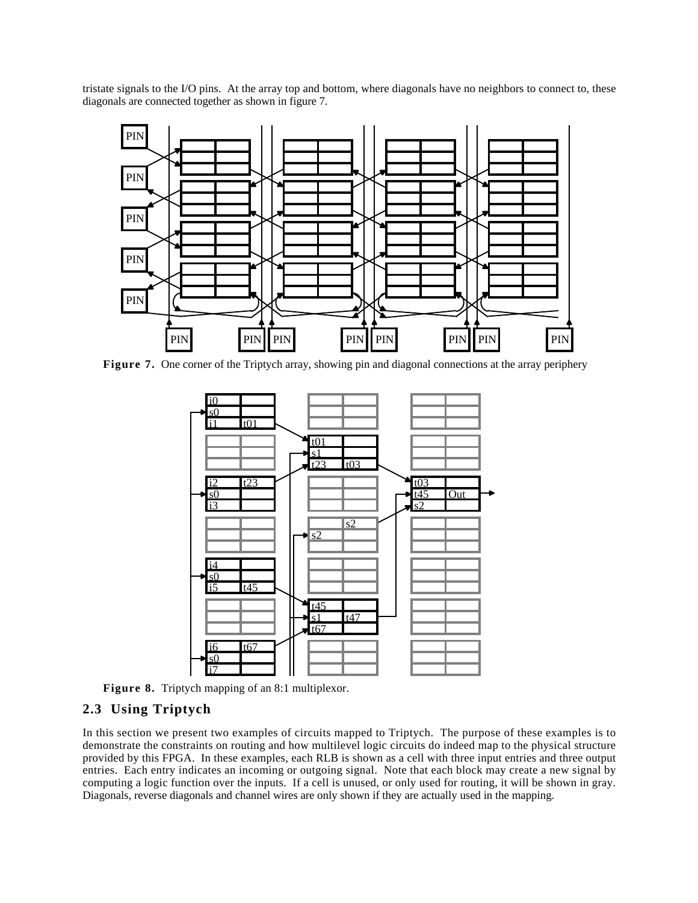tristate signals to the I/O pins. At the array top and bottom, where diagonals have no neighbors to connect to, these diagonals are connected together as shown in figure 7.

**Figure 7.** One corner of the Triptych array, showing pin and diagonal connections at the array periphery

**Figure 8.** Triptych mapping of an 8:1 multiplexor.

## 2.3 Using Triptych

In this section we present two examples of circuits mapped to Triptych. The purpose of these examples is to demonstrate the constraints on routing and how multilevel logic circuits do indeed map to the physical structure provided by this FPGA. In these examples, each RLB is shown as a cell with three input entries and three output entries. Each entry indicates an incoming or outgoing signal. Note that each block may create a new signal by computing a logic function over the inputs. If a cell is unused, or only used for routing, it will be shown in gray. Diagonals, reverse diagonals and channel wires are only shown if they are actually used in the mapping.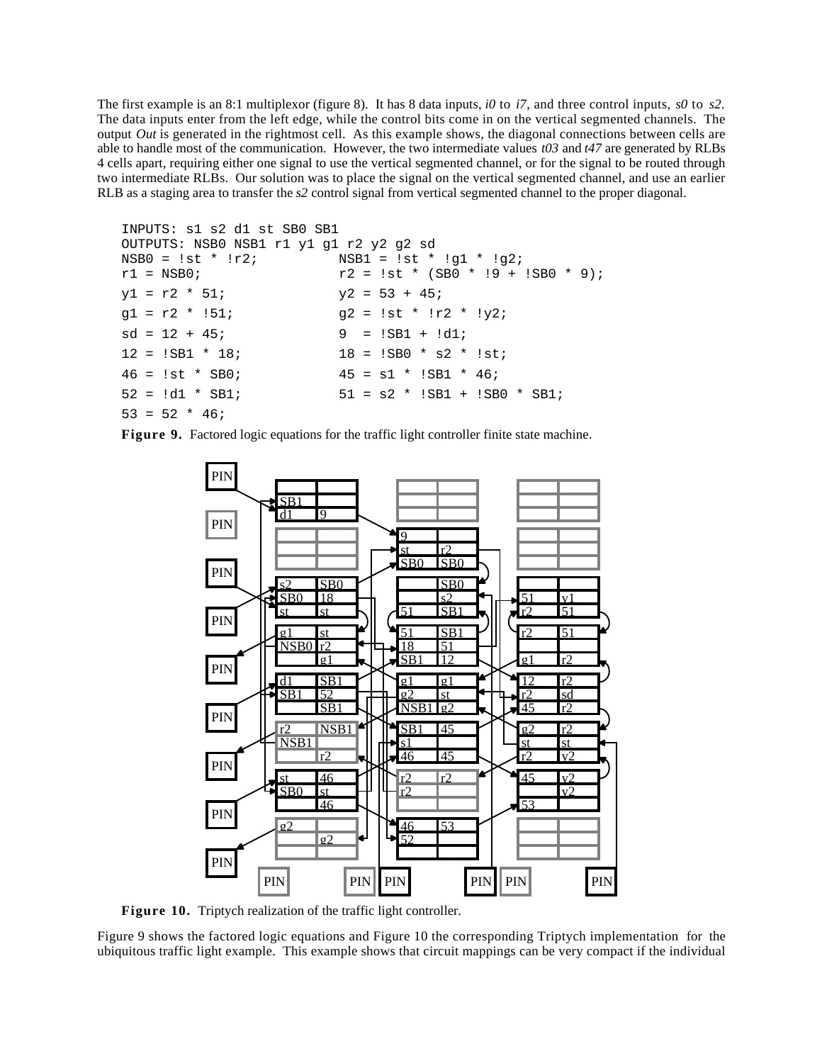The first example is an 8:1 multiplexor (figure 8). It has 8 data inputs, *i0* to *i7*, and three control inputs, *s0* to *s2*. The data inputs enter from the left edge, while the control bits come in on the vertical segmented channels. The output *Out* is generated in the rightmost cell. As this example shows, the diagonal connections between cells are able to handle most of the communication. However, the two intermediate values *t03* and *t47* are generated by RLBs 4 cells apart, requiring either one signal to use the vertical segmented channel, or for the signal to be routed through two intermediate RLBs. Our solution was to place the signal on the vertical segmented channel, and use an earlier RLB as a staging area to transfer the *s2* control signal from vertical segmented channel to the proper diagonal.

```
INPUTS: s1 s2 d1 st SB0 SB1
OUTPUTS: NSB0 NSB1 r1 y1 g1 r2 y2 g2 sd
NSB0 = !st * !r2;          NSB1 = !st * !g1 * !g2;
r1 = NSB0;                 r2 = !st * (SB0 * !9 + !SB0 * 9);
y1 = r2 * 51;              y2 = 53 + 45;
g1 = r2 * !51;             g2 = !st * !r2 * !y2;
sd = 12 + 45;              9  = !SB1 + !d1;
12 = !SB1 * 18;            18 = !SB0 * s2 * !st;
46 = !st * SB0;            45 = s1 * !SB1 * 46;
52 = !d1 * SB1;            51 = s2 * !SB1 + !SB0 * SB1;
53 = 52 * 46;
```

**Figure 9.** Factored logic equations for the traffic light controller finite state machine.

**Figure 10.** Triptych realization of the traffic light controller.

Figure 9 shows the factored logic equations and Figure 10 the corresponding Triptych implementation for the ubiquitous traffic light example. This example shows that circuit mappings can be very compact if the individual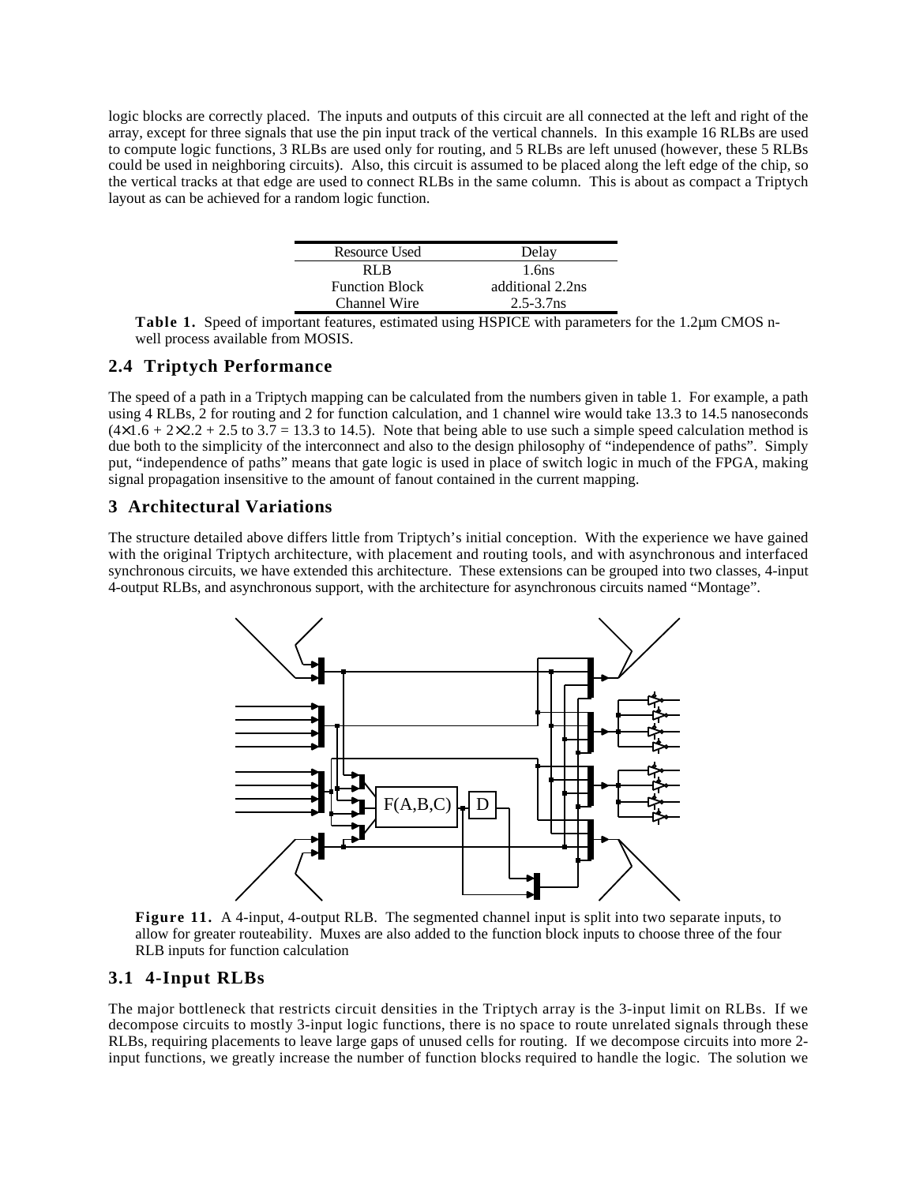logic blocks are correctly placed. The inputs and outputs of this circuit are all connected at the left and right of the array, except for three signals that use the pin input track of the vertical channels. In this example 16 RLBs are used to compute logic functions, 3 RLBs are used only for routing, and 5 RLBs are left unused (however, these 5 RLBs could be used in neighboring circuits). Also, this circuit is assumed to be placed along the left edge of the chip, so the vertical tracks at that edge are used to connect RLBs in the same column. This is about as compact a Triptych layout as can be achieved for a random logic function.

| Resource Used | Delay |
|---|---|
| RLB | 1.6ns |
| Function Block | additional 2.2ns |
| Channel Wire | 2.5-3.7ns |

**Table 1.** Speed of important features, estimated using HSPICE with parameters for the 1.2µm CMOS n-well process available from MOSIS.

## 2.4 Triptych Performance

The speed of a path in a Triptych mapping can be calculated from the numbers given in table 1. For example, a path using 4 RLBs, 2 for routing and 2 for function calculation, and 1 channel wire would take 13.3 to 14.5 nanoseconds ($4 \times 1.6 + 2 \times 2.2 + 2.5$ to $3.7 = 13.3$ to $14.5$). Note that being able to use such a simple speed calculation method is due both to the simplicity of the interconnect and also to the design philosophy of "independence of paths". Simply put, "independence of paths" means that gate logic is used in place of switch logic in much of the FPGA, making signal propagation insensitive to the amount of fanout contained in the current mapping.

# 3 Architectural Variations

The structure detailed above differs little from Triptych's initial conception. With the experience we have gained with the original Triptych architecture, with placement and routing tools, and with asynchronous and interfaced synchronous circuits, we have extended this architecture. These extensions can be grouped into two classes, 4-input 4-output RLBs, and asynchronous support, with the architecture for asynchronous circuits named "Montage".

**Figure 11.** A 4-input, 4-output RLB. The segmented channel input is split into two separate inputs, to allow for greater routeability. Muxes are also added to the function block inputs to choose three of the four RLB inputs for function calculation

## 3.1 4-Input RLBs

The major bottleneck that restricts circuit densities in the Triptych array is the 3-input limit on RLBs. If we decompose circuits to mostly 3-input logic functions, there is no space to route unrelated signals through these RLBs, requiring placements to leave large gaps of unused cells for routing. If we decompose circuits into more 2-input functions, we greatly increase the number of function blocks required to handle the logic. The solution we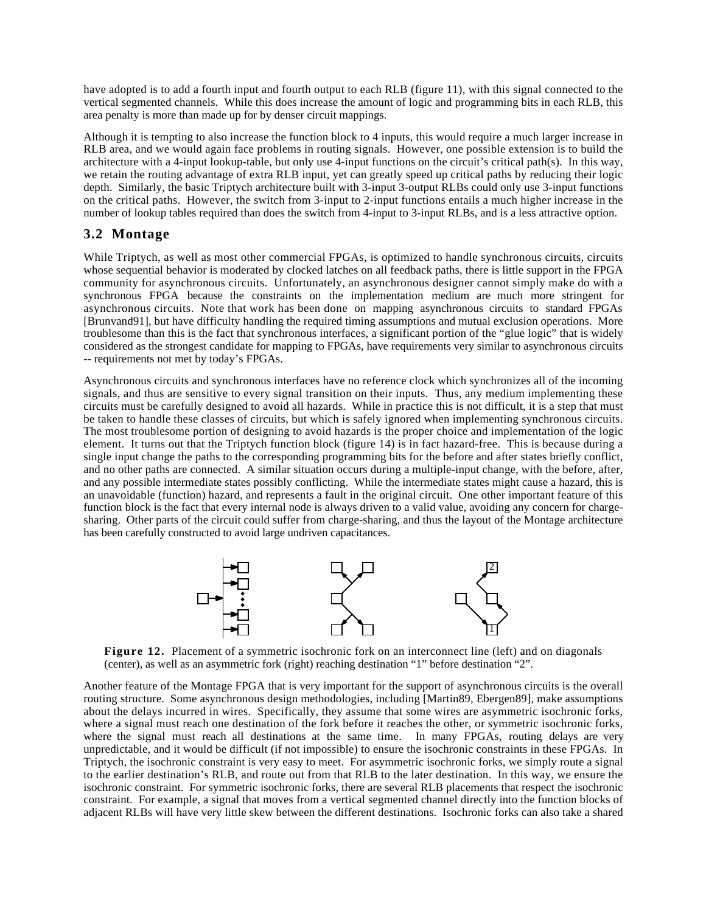have adopted is to add a fourth input and fourth output to each RLB (figure 11), with this signal connected to the vertical segmented channels. While this does increase the amount of logic and programming bits in each RLB, this area penalty is more than made up for by denser circuit mappings.

Although it is tempting to also increase the function block to 4 inputs, this would require a much larger increase in RLB area, and we would again face problems in routing signals. However, one possible extension is to build the architecture with a 4-input lookup-table, but only use 4-input functions on the circuit's critical path(s). In this way, we retain the routing advantage of extra RLB input, yet can greatly speed up critical paths by reducing their logic depth. Similarly, the basic Triptych architecture built with 3-input 3-output RLBs could only use 3-input functions on the critical paths. However, the switch from 3-input to 2-input functions entails a much higher increase in the number of lookup tables required than does the switch from 4-input to 3-input RLBs, and is a less attractive option.

## 3.2 Montage

While Triptych, as well as most other commercial FPGAs, is optimized to handle synchronous circuits, circuits whose sequential behavior is moderated by clocked latches on all feedback paths, there is little support in the FPGA community for asynchronous circuits. Unfortunately, an asynchronous designer cannot simply make do with a synchronous FPGA because the constraints on the implementation medium are much more stringent for asynchronous circuits. Note that work has been done on mapping asynchronous circuits to standard FPGAs [Brunvand91], but have difficulty handling the required timing assumptions and mutual exclusion operations. More troublesome than this is the fact that synchronous interfaces, a significant portion of the "glue logic" that is widely considered as the strongest candidate for mapping to FPGAs, have requirements very similar to asynchronous circuits -- requirements not met by today's FPGAs.

Asynchronous circuits and synchronous interfaces have no reference clock which synchronizes all of the incoming signals, and thus are sensitive to every signal transition on their inputs. Thus, any medium implementing these circuits must be carefully designed to avoid all hazards. While in practice this is not difficult, it is a step that must be taken to handle these classes of circuits, but which is safely ignored when implementing synchronous circuits. The most troublesome portion of designing to avoid hazards is the proper choice and implementation of the logic element. It turns out that the Triptych function block (figure 14) is in fact hazard-free. This is because during a single input change the paths to the corresponding programming bits for the before and after states briefly conflict, and no other paths are connected. A similar situation occurs during a multiple-input change, with the before, after, and any possible intermediate states possibly conflicting. While the intermediate states might cause a hazard, this is an unavoidable (function) hazard, and represents a fault in the original circuit. One other important feature of this function block is the fact that every internal node is always driven to a valid value, avoiding any concern for charge-sharing. Other parts of the circuit could suffer from charge-sharing, and thus the layout of the Montage architecture has been carefully constructed to avoid large undriven capacitances.

**Figure 12.** Placement of a symmetric isochronic fork on an interconnect line (left) and on diagonals (center), as well as an asymmetric fork (right) reaching destination "1" before destination "2".

Another feature of the Montage FPGA that is very important for the support of asynchronous circuits is the overall routing structure. Some asynchronous design methodologies, including [Martin89, Ebergen89], make assumptions about the delays incurred in wires. Specifically, they assume that some wires are asymmetric isochronic forks, where a signal must reach one destination of the fork before it reaches the other, or symmetric isochronic forks, where the signal must reach all destinations at the same time. In many FPGAs, routing delays are very unpredictable, and it would be difficult (if not impossible) to ensure the isochronic constraints in these FPGAs. In Triptych, the isochronic constraint is very easy to meet. For asymmetric isochronic forks, we simply route a signal to the earlier destination's RLB, and route out from that RLB to the later destination. In this way, we ensure the isochronic constraint. For symmetric isochronic forks, there are several RLB placements that respect the isochronic constraint. For example, a signal that moves from a vertical segmented channel directly into the function blocks of adjacent RLBs will have very little skew between the different destinations. Isochronic forks can also take a shared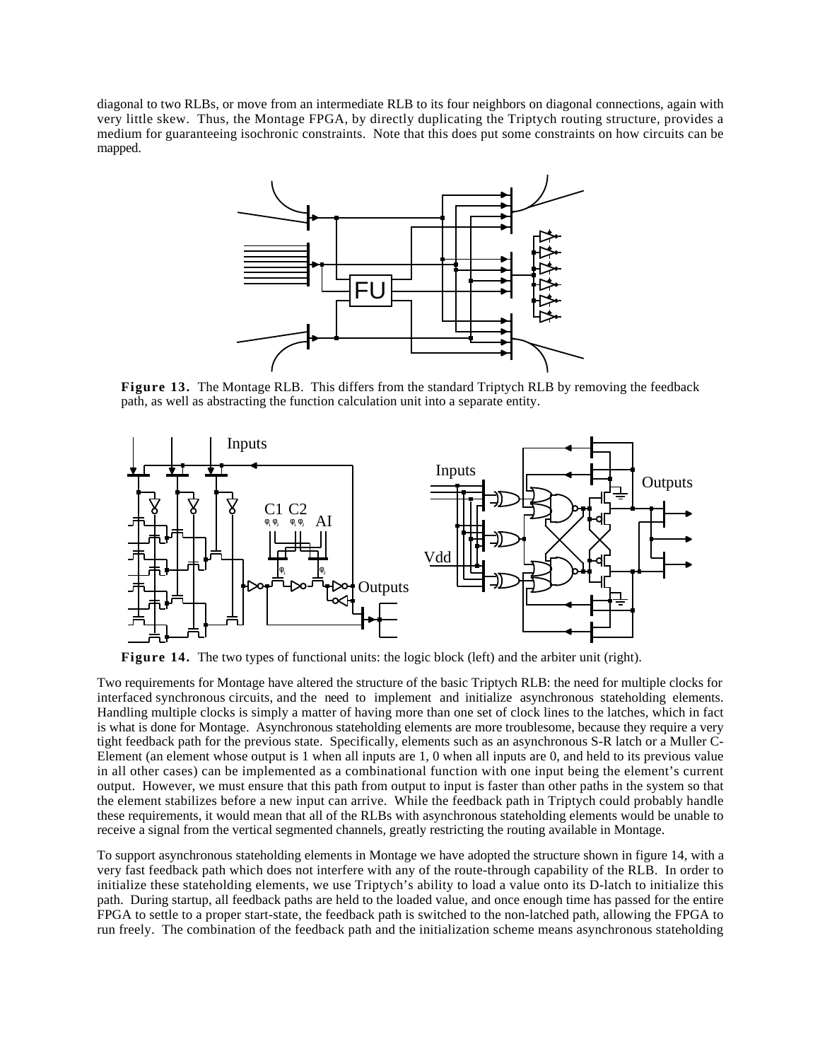diagonal to two RLBs, or move from an intermediate RLB to its four neighbors on diagonal connections, again with very little skew. Thus, the Montage FPGA, by directly duplicating the Triptych routing structure, provides a medium for guaranteeing isochronic constraints. Note that this does put some constraints on how circuits can be mapped.

**Figure 13.** The Montage RLB. This differs from the standard Triptych RLB by removing the feedback path, as well as abstracting the function calculation unit into a separate entity.

**Figure 14.** The two types of functional units: the logic block (left) and the arbiter unit (right).

Two requirements for Montage have altered the structure of the basic Triptych RLB: the need for multiple clocks for interfaced synchronous circuits, and the need to implement and initialize asynchronous stateholding elements. Handling multiple clocks is simply a matter of having more than one set of clock lines to the latches, which in fact is what is done for Montage. Asynchronous stateholding elements are more troublesome, because they require a very tight feedback path for the previous state. Specifically, elements such as an asynchronous S-R latch or a Muller C-Element (an element whose output is 1 when all inputs are 1, 0 when all inputs are 0, and held to its previous value in all other cases) can be implemented as a combinational function with one input being the element's current output. However, we must ensure that this path from output to input is faster than other paths in the system so that the element stabilizes before a new input can arrive. While the feedback path in Triptych could probably handle these requirements, it would mean that all of the RLBs with asynchronous stateholding elements would be unable to receive a signal from the vertical segmented channels, greatly restricting the routing available in Montage.

To support asynchronous stateholding elements in Montage we have adopted the structure shown in figure 14, with a very fast feedback path which does not interfere with any of the route-through capability of the RLB. In order to initialize these stateholding elements, we use Triptych's ability to load a value onto its D-latch to initialize this path. During startup, all feedback paths are held to the loaded value, and once enough time has passed for the entire FPGA to settle to a proper start-state, the feedback path is switched to the non-latched path, allowing the FPGA to run freely. The combination of the feedback path and the initialization scheme means asynchronous stateholding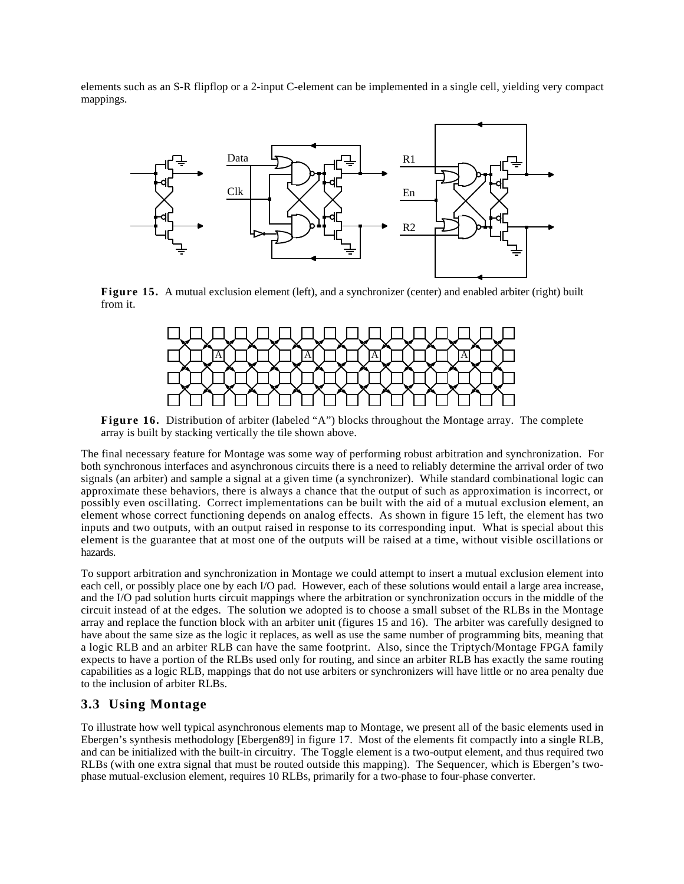elements such as an S-R flipflop or a 2-input C-element can be implemented in a single cell, yielding very compact mappings.

**Figure 15.** A mutual exclusion element (left), and a synchronizer (center) and enabled arbiter (right) built from it.

**Figure 16.** Distribution of arbiter (labeled "A") blocks throughout the Montage array. The complete array is built by stacking vertically the tile shown above.

The final necessary feature for Montage was some way of performing robust arbitration and synchronization. For both synchronous interfaces and asynchronous circuits there is a need to reliably determine the arrival order of two signals (an arbiter) and sample a signal at a given time (a synchronizer). While standard combinational logic can approximate these behaviors, there is always a chance that the output of such as approximation is incorrect, or possibly even oscillating. Correct implementations can be built with the aid of a mutual exclusion element, an element whose correct functioning depends on analog effects. As shown in figure 15 left, the element has two inputs and two outputs, with an output raised in response to its corresponding input. What is special about this element is the guarantee that at most one of the outputs will be raised at a time, without visible oscillations or hazards.

To support arbitration and synchronization in Montage we could attempt to insert a mutual exclusion element into each cell, or possibly place one by each I/O pad. However, each of these solutions would entail a large area increase, and the I/O pad solution hurts circuit mappings where the arbitration or synchronization occurs in the middle of the circuit instead of at the edges. The solution we adopted is to choose a small subset of the RLBs in the Montage array and replace the function block with an arbiter unit (figures 15 and 16). The arbiter was carefully designed to have about the same size as the logic it replaces, as well as use the same number of programming bits, meaning that a logic RLB and an arbiter RLB can have the same footprint. Also, since the Triptych/Montage FPGA family expects to have a portion of the RLBs used only for routing, and since an arbiter RLB has exactly the same routing capabilities as a logic RLB, mappings that do not use arbiters or synchronizers will have little or no area penalty due to the inclusion of arbiter RLBs.

### 3.3 Using Montage

To illustrate how well typical asynchronous elements map to Montage, we present all of the basic elements used in Ebergen's synthesis methodology [Ebergen89] in figure 17. Most of the elements fit compactly into a single RLB, and can be initialized with the built-in circuitry. The Toggle element is a two-output element, and thus required two RLBs (with one extra signal that must be routed outside this mapping). The Sequencer, which is Ebergen's two-phase mutual-exclusion element, requires 10 RLBs, primarily for a two-phase to four-phase converter.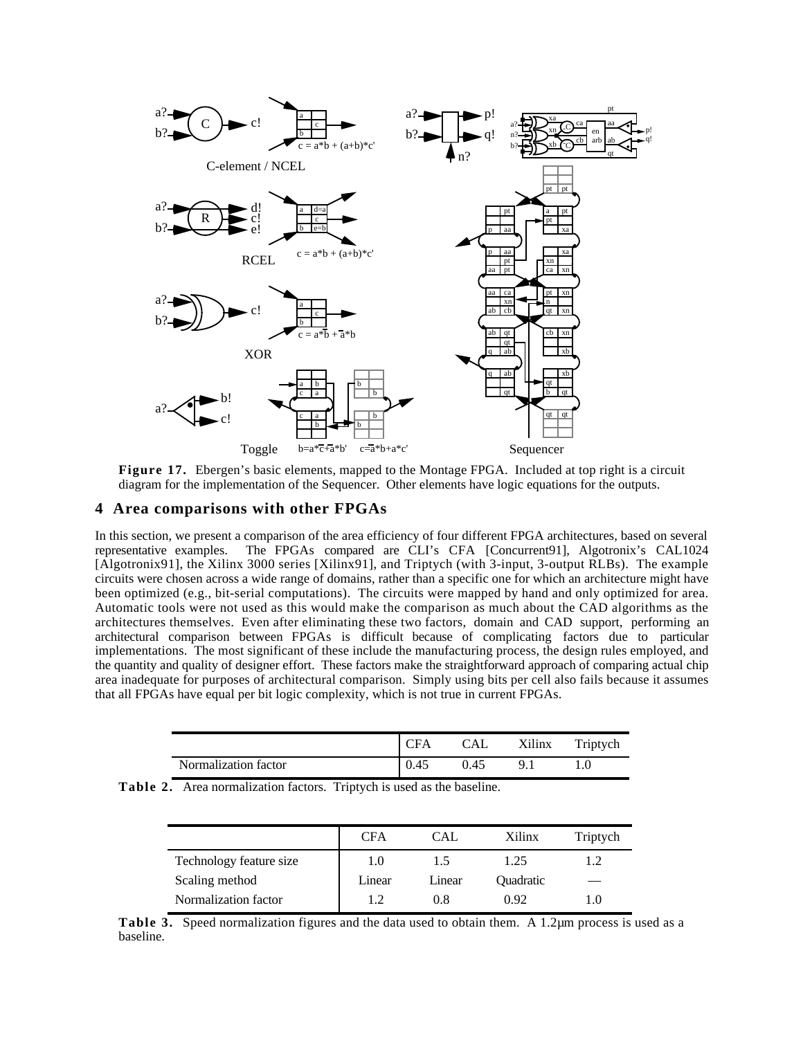**Figure 17.** Ebergen's basic elements, mapped to the Montage FPGA. Included at top right is a circuit diagram for the implementation of the Sequencer. Other elements have logic equations for the outputs.

## 4 Area comparisons with other FPGAs

In this section, we present a comparison of the area efficiency of four different FPGA architectures, based on several representative examples. The FPGAs compared are CLI's CFA [Concurrent91], Algotronix's CAL1024 [Algotronix91], the Xilinx 3000 series [Xilinx91], and Triptych (with 3-input, 3-output RLBs). The example circuits were chosen across a wide range of domains, rather than a specific one for which an architecture might have been optimized (e.g., bit-serial computations). The circuits were mapped by hand and only optimized for area. Automatic tools were not used as this would make the comparison as much about the CAD algorithms as the architectures themselves. Even after eliminating these two factors, domain and CAD support, performing an architectural comparison between FPGAs is difficult because of complicating factors due to particular implementations. The most significant of these include the manufacturing process, the design rules employed, and the quantity and quality of designer effort. These factors make the straightforward approach of comparing actual chip area inadequate for purposes of architectural comparison. Simply using bits per cell also fails because it assumes that all FPGAs have equal per bit logic complexity, which is not true in current FPGAs.

| | CFA | CAL | Xilinx | Triptych |
|---|---|---|---|---|
| Normalization factor | 0.45 | 0.45 | 9.1 | 1.0 |

**Table 2.** Area normalization factors. Triptych is used as the baseline.

| | CFA | CAL | Xilinx | Triptych |
|---|---|---|---|---|
| Technology feature size | 1.0 | 1.5 | 1.25 | 1.2 |
| Scaling method | Linear | Linear | Quadratic | — |
| Normalization factor | 1.2 | 0.8 | 0.92 | 1.0 |

**Table 3.** Speed normalization figures and the data used to obtain them. A 1.2μm process is used as a baseline.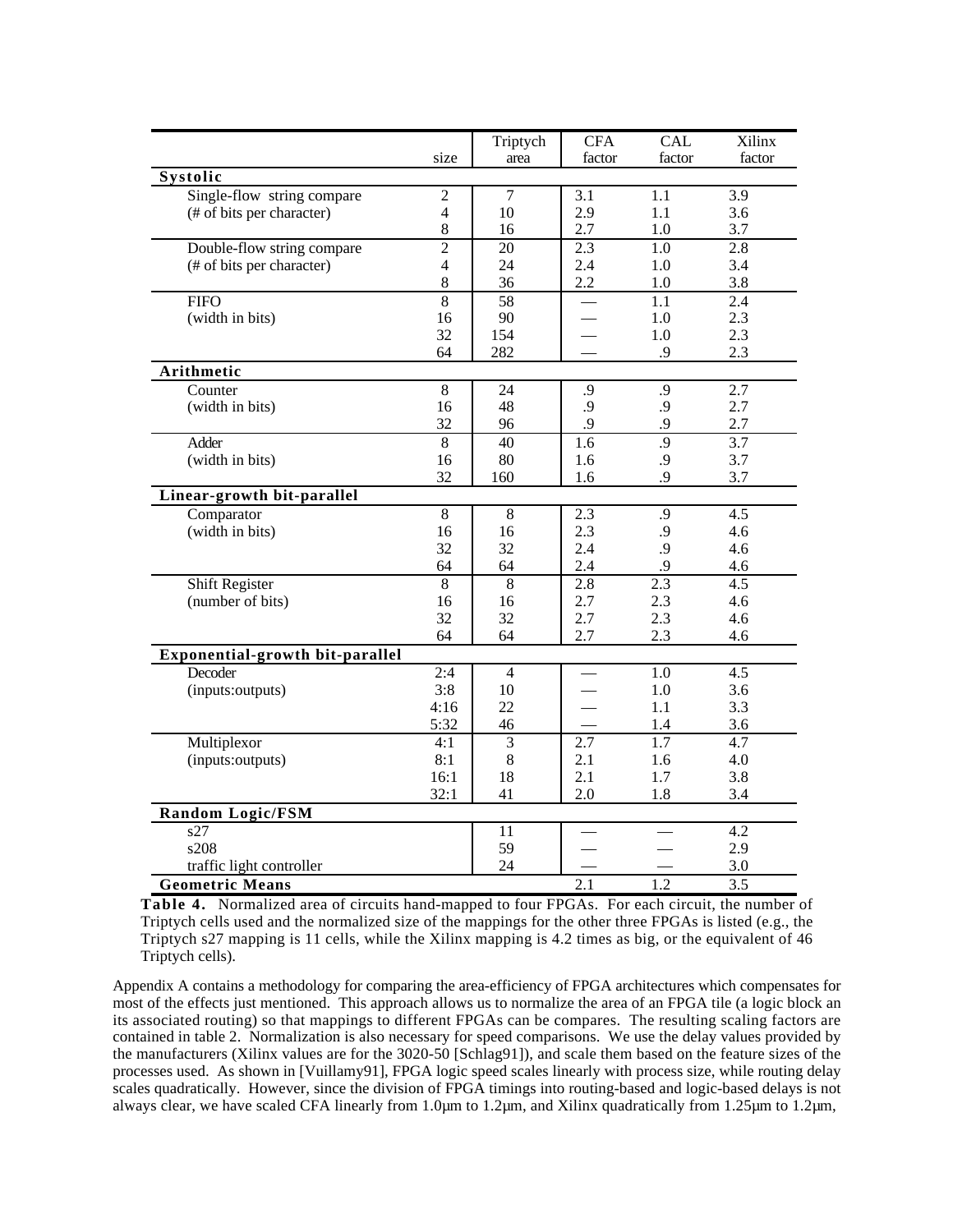| | size | Triptych area | CFA factor | CAL factor | Xilinx factor |
|---|---|---|---|---|---|
| **Systolic** | | | | | |
| Single-flow string compare | 2 | 7 | 3.1 | 1.1 | 3.9 |
| (# of bits per character) | 4 | 10 | 2.9 | 1.1 | 3.6 |
| | 8 | 16 | 2.7 | 1.0 | 3.7 |
| Double-flow string compare | 2 | 20 | 2.3 | 1.0 | 2.8 |
| (# of bits per character) | 4 | 24 | 2.4 | 1.0 | 3.4 |
| | 8 | 36 | 2.2 | 1.0 | 3.8 |
| FIFO | 8 | 58 | — | 1.1 | 2.4 |
| (width in bits) | 16 | 90 | — | 1.0 | 2.3 |
| | 32 | 154 | — | 1.0 | 2.3 |
| | 64 | 282 | — | .9 | 2.3 |
| **Arithmetic** | | | | | |
| Counter | 8 | 24 | .9 | .9 | 2.7 |
| (width in bits) | 16 | 48 | .9 | .9 | 2.7 |
| | 32 | 96 | .9 | .9 | 2.7 |
| Adder | 8 | 40 | 1.6 | .9 | 3.7 |
| (width in bits) | 16 | 80 | 1.6 | .9 | 3.7 |
| | 32 | 160 | 1.6 | .9 | 3.7 |
| **Linear-growth bit-parallel** | | | | | |
| Comparator | 8 | 8 | 2.3 | .9 | 4.5 |
| (width in bits) | 16 | 16 | 2.3 | .9 | 4.6 |
| | 32 | 32 | 2.4 | .9 | 4.6 |
| | 64 | 64 | 2.4 | .9 | 4.6 |
| Shift Register | 8 | 8 | 2.8 | 2.3 | 4.5 |
| (number of bits) | 16 | 16 | 2.7 | 2.3 | 4.6 |
| | 32 | 32 | 2.7 | 2.3 | 4.6 |
| | 64 | 64 | 2.7 | 2.3 | 4.6 |
| **Exponential-growth bit-parallel** | | | | | |
| Decoder | 2:4 | 4 | — | 1.0 | 4.5 |
| (inputs:outputs) | 3:8 | 10 | — | 1.0 | 3.6 |
| | 4:16 | 22 | — | 1.1 | 3.3 |
| | 5:32 | 46 | — | 1.4 | 3.6 |
| Multiplexor | 4:1 | 3 | 2.7 | 1.7 | 4.7 |
| (inputs:outputs) | 8:1 | 8 | 2.1 | 1.6 | 4.0 |
| | 16:1 | 18 | 2.1 | 1.7 | 3.8 |
| | 32:1 | 41 | 2.0 | 1.8 | 3.4 |
| **Random Logic/FSM** | | | | | |
| s27 | | 11 | — | — | 4.2 |
| s208 | | 59 | — | — | 2.9 |
| traffic light controller | | 24 | — | — | 3.0 |
| **Geometric Means** | | | 2.1 | 1.2 | 3.5 |

**Table 4.** Normalized area of circuits hand-mapped to four FPGAs. For each circuit, the number of Triptych cells used and the normalized size of the mappings for the other three FPGAs is listed (e.g., the Triptych s27 mapping is 11 cells, while the Xilinx mapping is 4.2 times as big, or the equivalent of 46 Triptych cells).

Appendix A contains a methodology for comparing the area-efficiency of FPGA architectures which compensates for most of the effects just mentioned. This approach allows us to normalize the area of an FPGA tile (a logic block an its associated routing) so that mappings to different FPGAs can be compares. The resulting scaling factors are contained in table 2. Normalization is also necessary for speed comparisons. We use the delay values provided by the manufacturers (Xilinx values are for the 3020-50 [Schlag91]), and scale them based on the feature sizes of the processes used. As shown in [Vuillamy91], FPGA logic speed scales linearly with process size, while routing delay scales quadratically. However, since the division of FPGA timings into routing-based and logic-based delays is not always clear, we have scaled CFA linearly from 1.0µm to 1.2µm, and Xilinx quadratically from 1.25µm to 1.2µm,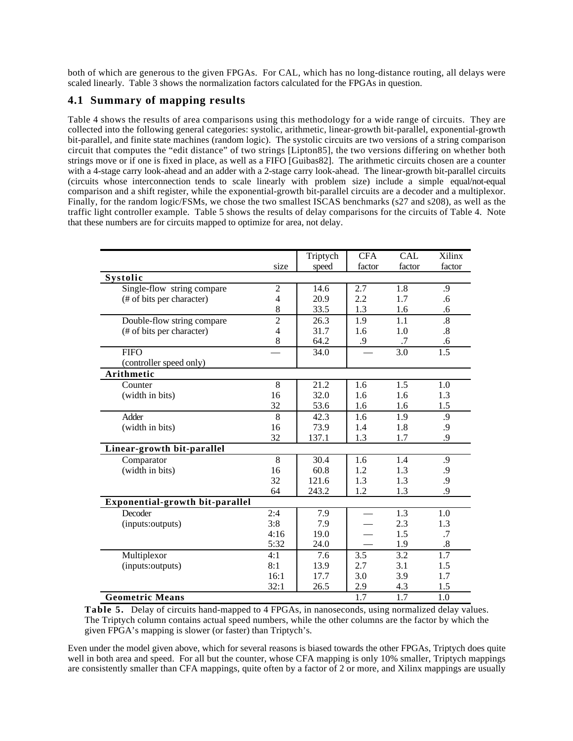both of which are generous to the given FPGAs. For CAL, which has no long-distance routing, all delays were scaled linearly. Table 3 shows the normalization factors calculated for the FPGAs in question.

## 4.1 Summary of mapping results

Table 4 shows the results of area comparisons using this methodology for a wide range of circuits. They are collected into the following general categories: systolic, arithmetic, linear-growth bit-parallel, exponential-growth bit-parallel, and finite state machines (random logic). The systolic circuits are two versions of a string comparison circuit that computes the "edit distance" of two strings [Lipton85], the two versions differing on whether both strings move or if one is fixed in place, as well as a FIFO [Guibas82]. The arithmetic circuits chosen are a counter with a 4-stage carry look-ahead and an adder with a 2-stage carry look-ahead. The linear-growth bit-parallel circuits (circuits whose interconnection tends to scale linearly with problem size) include a simple equal/not-equal comparison and a shift register, while the exponential-growth bit-parallel circuits are a decoder and a multiplexor. Finally, for the random logic/FSMs, we chose the two smallest ISCAS benchmarks (s27 and s208), as well as the traffic light controller example. Table 5 shows the results of delay comparisons for the circuits of Table 4. Note that these numbers are for circuits mapped to optimize for area, not delay.

| | size | Triptych speed | CFA factor | CAL factor | Xilinx factor |
|---|---|---|---|---|---|
| **Systolic** | | | | | |
| Single-flow string compare | 2 | 14.6 | 2.7 | 1.8 | .9 |
| (# of bits per character) | 4 | 20.9 | 2.2 | 1.7 | .6 |
| | 8 | 33.5 | 1.3 | 1.6 | .6 |
| Double-flow string compare | 2 | 26.3 | 1.9 | 1.1 | .8 |
| (# of bits per character) | 4 | 31.7 | 1.6 | 1.0 | .8 |
| | 8 | 64.2 | .9 | .7 | .6 |
| FIFO (controller speed only) | — | 34.0 | — | 3.0 | 1.5 |
| **Arithmetic** | | | | | |
| Counter | 8 | 21.2 | 1.6 | 1.5 | 1.0 |
| (width in bits) | 16 | 32.0 | 1.6 | 1.6 | 1.3 |
| | 32 | 53.6 | 1.6 | 1.6 | 1.5 |
| Adder | 8 | 42.3 | 1.6 | 1.9 | .9 |
| (width in bits) | 16 | 73.9 | 1.4 | 1.8 | .9 |
| | 32 | 137.1 | 1.3 | 1.7 | .9 |
| **Linear-growth bit-parallel** | | | | | |
| Comparator | 8 | 30.4 | 1.6 | 1.4 | .9 |
| (width in bits) | 16 | 60.8 | 1.2 | 1.3 | .9 |
| | 32 | 121.6 | 1.3 | 1.3 | .9 |
| | 64 | 243.2 | 1.2 | 1.3 | .9 |
| **Exponential-growth bit-parallel** | | | | | |
| Decoder | 2:4 | 7.9 | — | 1.3 | 1.0 |
| (inputs:outputs) | 3:8 | 7.9 | — | 2.3 | 1.3 |
| | 4:16 | 19.0 | — | 1.5 | .7 |
| | 5:32 | 24.0 | — | 1.9 | .8 |
| Multiplexor | 4:1 | 7.6 | 3.5 | 3.2 | 1.7 |
| (inputs:outputs) | 8:1 | 13.9 | 2.7 | 3.1 | 1.5 |
| | 16:1 | 17.7 | 3.0 | 3.9 | 1.7 |
| | 32:1 | 26.5 | 2.9 | 4.3 | 1.5 |
| **Geometric Means** | | | 1.7 | 1.7 | 1.0 |

**Table 5.** Delay of circuits hand-mapped to 4 FPGAs, in nanoseconds, using normalized delay values. The Triptych column contains actual speed numbers, while the other columns are the factor by which the given FPGA's mapping is slower (or faster) than Triptych's.

Even under the model given above, which for several reasons is biased towards the other FPGAs, Triptych does quite well in both area and speed. For all but the counter, whose CFA mapping is only 10% smaller, Triptych mappings are consistently smaller than CFA mappings, quite often by a factor of 2 or more, and Xilinx mappings are usually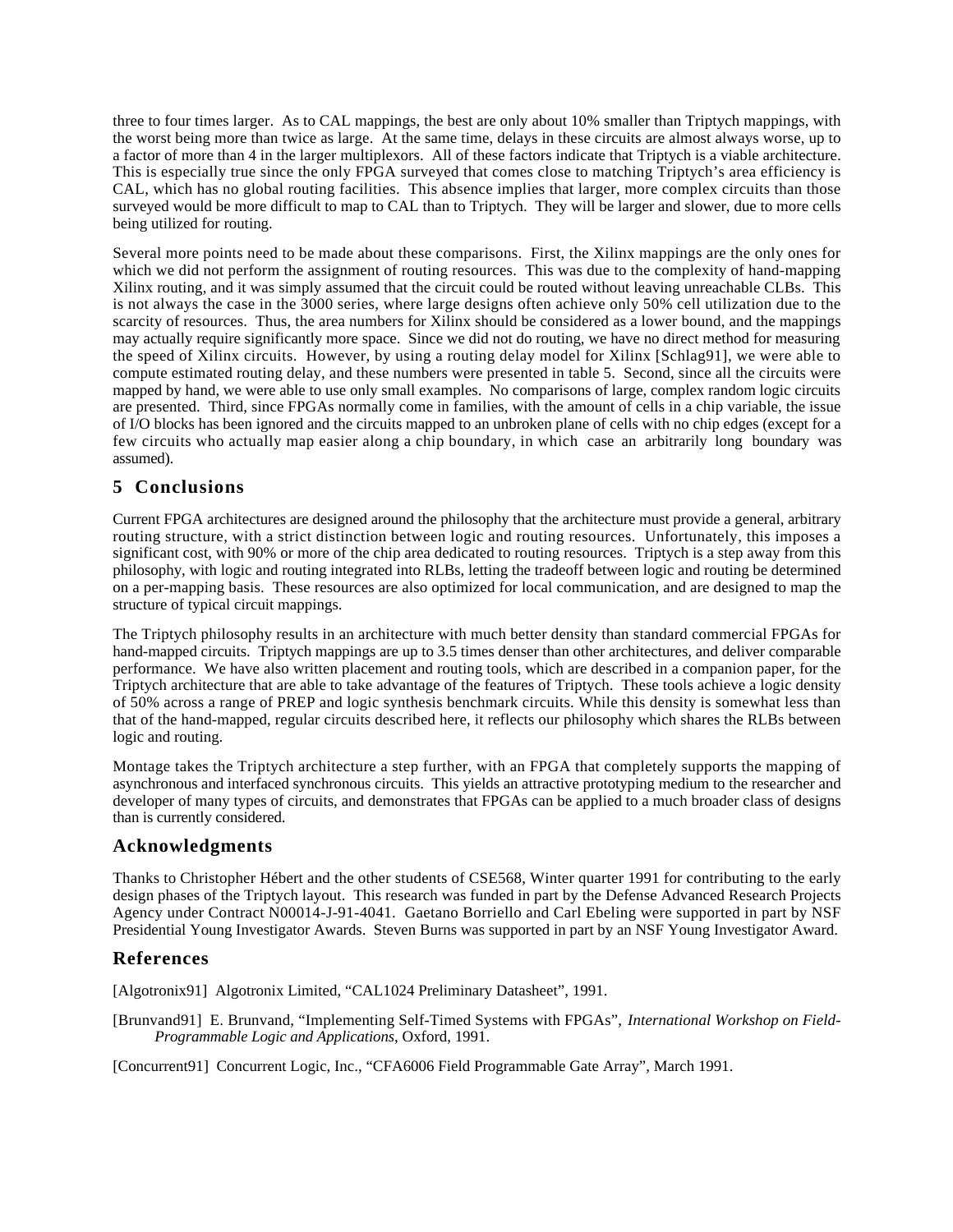three to four times larger. As to CAL mappings, the best are only about 10% smaller than Triptych mappings, with the worst being more than twice as large. At the same time, delays in these circuits are almost always worse, up to a factor of more than 4 in the larger multiplexors. All of these factors indicate that Triptych is a viable architecture. This is especially true since the only FPGA surveyed that comes close to matching Triptych's area efficiency is CAL, which has no global routing facilities. This absence implies that larger, more complex circuits than those surveyed would be more difficult to map to CAL than to Triptych. They will be larger and slower, due to more cells being utilized for routing.

Several more points need to be made about these comparisons. First, the Xilinx mappings are the only ones for which we did not perform the assignment of routing resources. This was due to the complexity of hand-mapping Xilinx routing, and it was simply assumed that the circuit could be routed without leaving unreachable CLBs. This is not always the case in the 3000 series, where large designs often achieve only 50% cell utilization due to the scarcity of resources. Thus, the area numbers for Xilinx should be considered as a lower bound, and the mappings may actually require significantly more space. Since we did not do routing, we have no direct method for measuring the speed of Xilinx circuits. However, by using a routing delay model for Xilinx [Schlag91], we were able to compute estimated routing delay, and these numbers were presented in table 5. Second, since all the circuits were mapped by hand, we were able to use only small examples. No comparisons of large, complex random logic circuits are presented. Third, since FPGAs normally come in families, with the amount of cells in a chip variable, the issue of I/O blocks has been ignored and the circuits mapped to an unbroken plane of cells with no chip edges (except for a few circuits who actually map easier along a chip boundary, in which case an arbitrarily long boundary was assumed).

## 5 Conclusions

Current FPGA architectures are designed around the philosophy that the architecture must provide a general, arbitrary routing structure, with a strict distinction between logic and routing resources. Unfortunately, this imposes a significant cost, with 90% or more of the chip area dedicated to routing resources. Triptych is a step away from this philosophy, with logic and routing integrated into RLBs, letting the tradeoff between logic and routing be determined on a per-mapping basis. These resources are also optimized for local communication, and are designed to map the structure of typical circuit mappings.

The Triptych philosophy results in an architecture with much better density than standard commercial FPGAs for hand-mapped circuits. Triptych mappings are up to 3.5 times denser than other architectures, and deliver comparable performance. We have also written placement and routing tools, which are described in a companion paper, for the Triptych architecture that are able to take advantage of the features of Triptych. These tools achieve a logic density of 50% across a range of PREP and logic synthesis benchmark circuits. While this density is somewhat less than that of the hand-mapped, regular circuits described here, it reflects our philosophy which shares the RLBs between logic and routing.

Montage takes the Triptych architecture a step further, with an FPGA that completely supports the mapping of asynchronous and interfaced synchronous circuits. This yields an attractive prototyping medium to the researcher and developer of many types of circuits, and demonstrates that FPGAs can be applied to a much broader class of designs than is currently considered.

## Acknowledgments

Thanks to Christopher Hébert and the other students of CSE568, Winter quarter 1991 for contributing to the early design phases of the Triptych layout. This research was funded in part by the Defense Advanced Research Projects Agency under Contract N00014-J-91-4041. Gaetano Borriello and Carl Ebeling were supported in part by NSF Presidential Young Investigator Awards. Steven Burns was supported in part by an NSF Young Investigator Award.

## References

[Algotronix91] Algotronix Limited, "CAL1024 Preliminary Datasheet", 1991.

[Brunvand91] E. Brunvand, "Implementing Self-Timed Systems with FPGAs", *International Workshop on Field-Programmable Logic and Applications*, Oxford, 1991.

[Concurrent91] Concurrent Logic, Inc., "CFA6006 Field Programmable Gate Array", March 1991.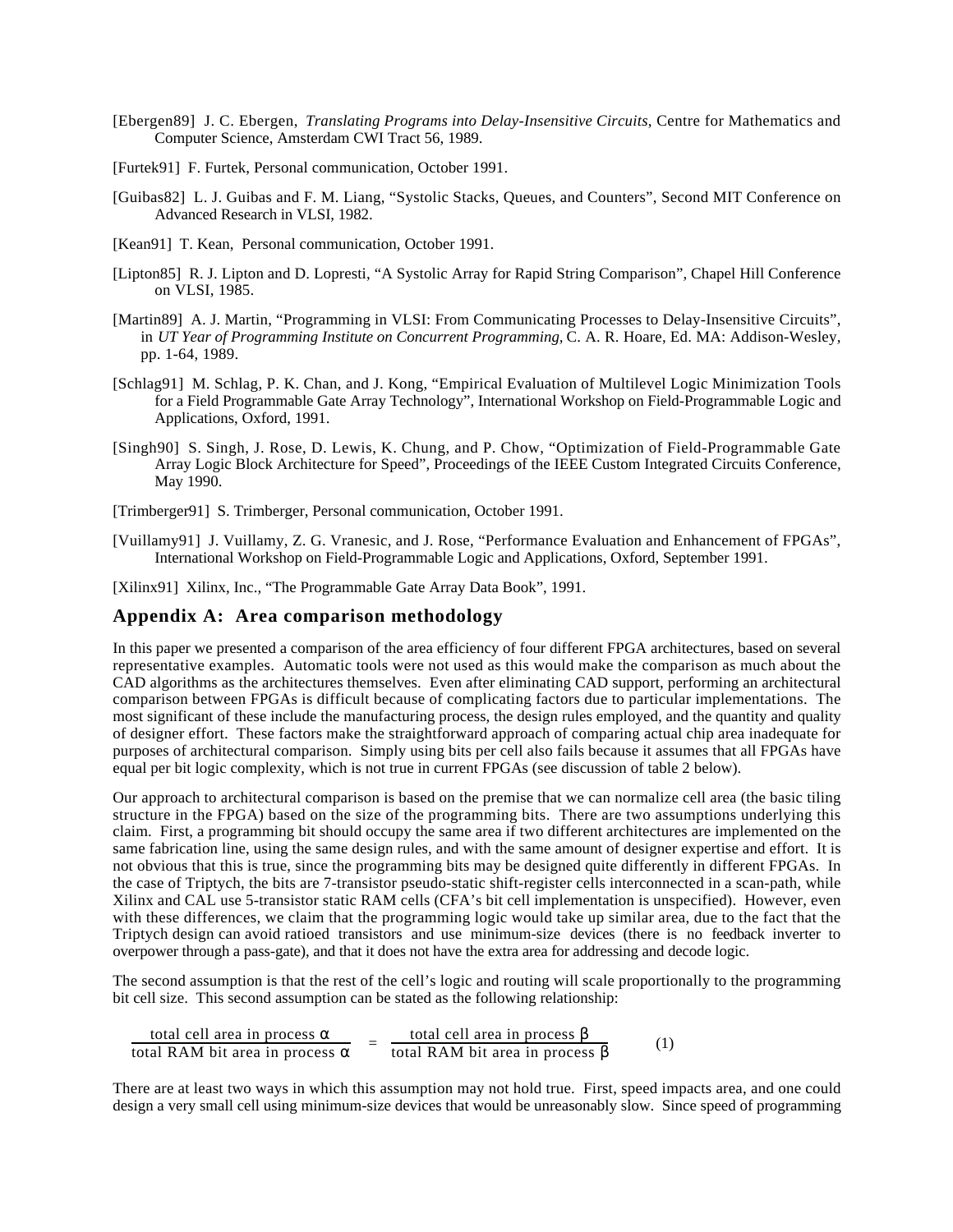[Ebergen89] J. C. Ebergen, *Translating Programs into Delay-Insensitive Circuits*, Centre for Mathematics and Computer Science, Amsterdam CWI Tract 56, 1989.

[Furtek91] F. Furtek, Personal communication, October 1991.

[Guibas82] L. J. Guibas and F. M. Liang, "Systolic Stacks, Queues, and Counters", Second MIT Conference on Advanced Research in VLSI, 1982.

[Kean91] T. Kean, Personal communication, October 1991.

[Lipton85] R. J. Lipton and D. Lopresti, "A Systolic Array for Rapid String Comparison", Chapel Hill Conference on VLSI, 1985.

[Martin89] A. J. Martin, "Programming in VLSI: From Communicating Processes to Delay-Insensitive Circuits", in *UT Year of Programming Institute on Concurrent Programming*, C. A. R. Hoare, Ed. MA: Addison-Wesley, pp. 1-64, 1989.

[Schlag91] M. Schlag, P. K. Chan, and J. Kong, "Empirical Evaluation of Multilevel Logic Minimization Tools for a Field Programmable Gate Array Technology", International Workshop on Field-Programmable Logic and Applications, Oxford, 1991.

[Singh90] S. Singh, J. Rose, D. Lewis, K. Chung, and P. Chow, "Optimization of Field-Programmable Gate Array Logic Block Architecture for Speed", Proceedings of the IEEE Custom Integrated Circuits Conference, May 1990.

[Trimberger91] S. Trimberger, Personal communication, October 1991.

[Vuillamy91] J. Vuillamy, Z. G. Vranesic, and J. Rose, "Performance Evaluation and Enhancement of FPGAs", International Workshop on Field-Programmable Logic and Applications, Oxford, September 1991.

[Xilinx91] Xilinx, Inc., "The Programmable Gate Array Data Book", 1991.

## Appendix A: Area comparison methodology

In this paper we presented a comparison of the area efficiency of four different FPGA architectures, based on several representative examples. Automatic tools were not used as this would make the comparison as much about the CAD algorithms as the architectures themselves. Even after eliminating CAD support, performing an architectural comparison between FPGAs is difficult because of complicating factors due to particular implementations. The most significant of these include the manufacturing process, the design rules employed, and the quantity and quality of designer effort. These factors make the straightforward approach of comparing actual chip area inadequate for purposes of architectural comparison. Simply using bits per cell also fails because it assumes that all FPGAs have equal per bit logic complexity, which is not true in current FPGAs (see discussion of table 2 below).

Our approach to architectural comparison is based on the premise that we can normalize cell area (the basic tiling structure in the FPGA) based on the size of the programming bits. There are two assumptions underlying this claim. First, a programming bit should occupy the same area if two different architectures are implemented on the same fabrication line, using the same design rules, and with the same amount of designer expertise and effort. It is not obvious that this is true, since the programming bits may be designed quite differently in different FPGAs. In the case of Triptych, the bits are 7-transistor pseudo-static shift-register cells interconnected in a scan-path, while Xilinx and CAL use 5-transistor static RAM cells (CFA's bit cell implementation is unspecified). However, even with these differences, we claim that the programming logic would take up similar area, due to the fact that the Triptych design can avoid ratioed transistors and use minimum-size devices (there is no feedback inverter to overpower through a pass-gate), and that it does not have the extra area for addressing and decode logic.

The second assumption is that the rest of the cell's logic and routing will scale proportionally to the programming bit cell size. This second assumption can be stated as the following relationship:

$$\frac{\text{total cell area in process } \alpha}{\text{total RAM bit area in process } \alpha} = \frac{\text{total cell area in process } \beta}{\text{total RAM bit area in process } \beta} \qquad (1)$$

There are at least two ways in which this assumption may not hold true. First, speed impacts area, and one could design a very small cell using minimum-size devices that would be unreasonably slow. Since speed of programming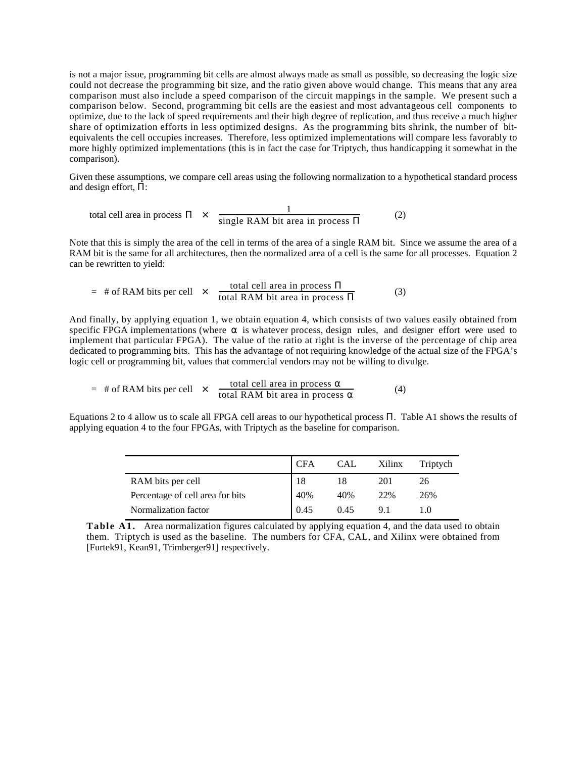is not a major issue, programming bit cells are almost always made as small as possible, so decreasing the logic size could not decrease the programming bit size, and the ratio given above would change. This means that any area comparison must also include a speed comparison of the circuit mappings in the sample. We present such a comparison below. Second, programming bit cells are the easiest and most advantageous cell components to optimize, due to the lack of speed requirements and their high degree of replication, and thus receive a much higher share of optimization efforts in less optimized designs. As the programming bits shrink, the number of bit-equivalents the cell occupies increases. Therefore, less optimized implementations will compare less favorably to more highly optimized implementations (this is in fact the case for Triptych, thus handicapping it somewhat in the comparison).

Given these assumptions, we compare cell areas using the following normalization to a hypothetical standard process and design effort, $\Pi$:

$$\text{total cell area in process } \Pi \times \frac{1}{\text{single RAM bit area in process } \Pi} \qquad (2)$$

Note that this is simply the area of the cell in terms of the area of a single RAM bit. Since we assume the area of a RAM bit is the same for all architectures, then the normalized area of a cell is the same for all processes. Equation 2 can be rewritten to yield:

$$= \text{ \# of RAM bits per cell} \times \frac{\text{total cell area in process } \Pi}{\text{total RAM bit area in process } \Pi} \qquad (3)$$

And finally, by applying equation 1, we obtain equation 4, which consists of two values easily obtained from specific FPGA implementations (where $\alpha$ is whatever process, design rules, and designer effort were used to implement that particular FPGA). The value of the ratio at right is the inverse of the percentage of chip area dedicated to programming bits. This has the advantage of not requiring knowledge of the actual size of the FPGA's logic cell or programming bit, values that commercial vendors may not be willing to divulge.

$$= \text{ \# of RAM bits per cell} \times \frac{\text{total cell area in process } \alpha}{\text{total RAM bit area in process } \alpha} \qquad (4)$$

Equations 2 to 4 allow us to scale all FPGA cell areas to our hypothetical process $\Pi$. Table A1 shows the results of applying equation 4 to the four FPGAs, with Triptych as the baseline for comparison.

| | CFA | CAL | Xilinx | Triptych |
|---|---|---|---|---|
| RAM bits per cell | 18 | 18 | 201 | 26 |
| Percentage of cell area for bits | 40% | 40% | 22% | 26% |
| Normalization factor | 0.45 | 0.45 | 9.1 | 1.0 |

**Table A1.** Area normalization figures calculated by applying equation 4, and the data used to obtain them. Triptych is used as the baseline. The numbers for CFA, CAL, and Xilinx were obtained from [Furtek91, Kean91, Trimberger91] respectively.